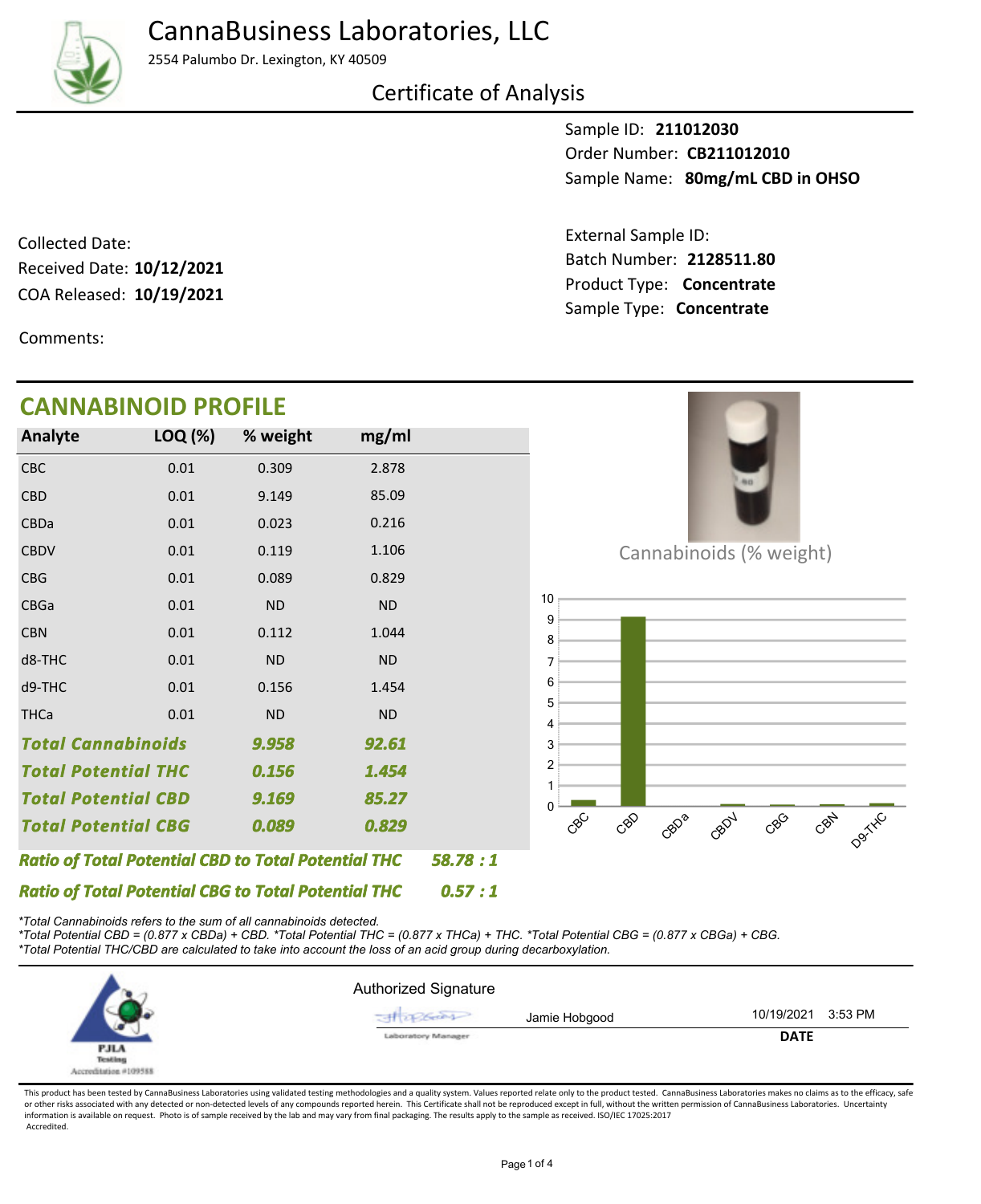# CannaBusiness Laboratories, LLC

2554 Palumbo Dr. Lexington, KY 40509

## Certificate of Analysis

Sample ID: **211012030**
Order Number: **CB211012010**
Sample Name: **80mg/mL CBD in OHSO**

Collected Date:
Received Date: **10/12/2021**
COA Released: **10/19/2021**

External Sample ID:
Batch Number: **2128511.80**
Product Type: **Concentrate**
Sample Type: **Concentrate**

Comments:

## CANNABINOID PROFILE

| Analyte | LOQ (%) | % weight | mg/ml |
|---|---|---|---|
| CBC | 0.01 | 0.309 | 2.878 |
| CBD | 0.01 | 9.149 | 85.09 |
| CBDa | 0.01 | 0.023 | 0.216 |
| CBDV | 0.01 | 0.119 | 1.106 |
| CBG | 0.01 | 0.089 | 0.829 |
| CBGa | 0.01 | ND | ND |
| CBN | 0.01 | 0.112 | 1.044 |
| d8-THC | 0.01 | ND | ND |
| d9-THC | 0.01 | 0.156 | 1.454 |
| THCa | 0.01 | ND | ND |
| ***Total Cannabinoids*** | | ***9.958*** | ***92.61*** |
| ***Total Potential THC*** | | ***0.156*** | ***1.454*** |
| ***Total Potential CBD*** | | ***9.169*** | ***85.27*** |
| ***Total Potential CBG*** | | ***0.089*** | ***0.829*** |

***Ratio of Total Potential CBD to Total Potential THC*** ***58.78 : 1***

***Ratio of Total Potential CBG to Total Potential THC*** ***0.57 : 1***

Cannabinoids (% weight)

*Total Cannabinoids refers to the sum of all cannabinoids detected.*
*Total Potential CBD = (0.877 x CBDa) + CBD. *Total Potential THC = (0.877 x THCa) + THC. *Total Potential CBG = (0.877 x CBGa) + CBG.*
*Total Potential THC/CBD are calculated to take into account the loss of an acid group during decarboxylation.*

PJLA Testing Accreditation #109588

Authorized Signature

Jamie Hobgood — Laboratory Manager

10/19/2021 3:53 PM

**DATE**

This product has been tested by CannaBusiness Laboratories using validated testing methodologies and a quality system. Values reported relate only to the product tested. CannaBusiness Laboratories makes no claims as to the efficacy, safety or other risks associated with any detected or non-detected levels of any compounds reported herein. This Certificate shall not be reproduced except in full, without the written permission of CannaBusiness Laboratories. Uncertainty information is available on request. Photo is of sample received by the lab and may vary from final packaging. The results apply to the sample as received. ISO/IEC 17025:2017 Accredited.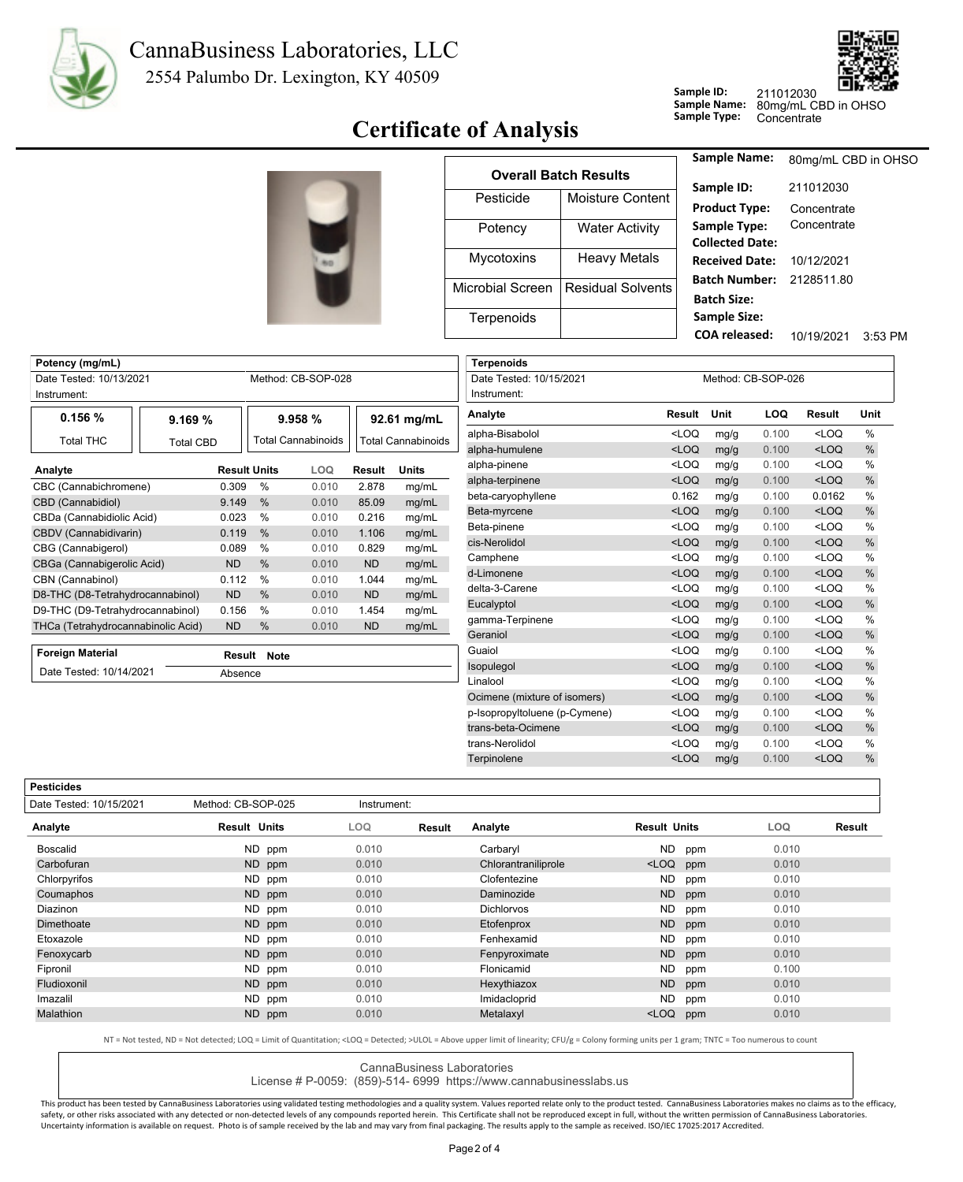# CannaBusiness Laboratories, LLC

2554 Palumbo Dr. Lexington, KY 40509

**Sample ID:** 211012030
**Sample Name:** 80mg/mL CBD in OHSO
**Sample Type:** Concentrate

# Certificate of Analysis

| Overall Batch Results | |
|---|---|
| Pesticide | Moisture Content |
| Potency | Water Activity |
| Mycotoxins | Heavy Metals |
| Microbial Screen | Residual Solvents |
| Terpenoids | |

| | |
|---|---|
| **Sample Name:** | 80mg/mL CBD in OHSO |
| **Sample ID:** | 211012030 |
| **Product Type:** | Concentrate |
| **Sample Type:** | Concentrate |
| **Collected Date:** | |
| **Received Date:** | 10/12/2021 |
| **Batch Number:** | 2128511.80 |
| **Batch Size:** | |
| **Sample Size:** | |
| **COA released:** | 10/19/2021 3:53 PM |

## Potency (mg/mL)

Date Tested: 10/13/2021 — Method: CB-SOP-028
Instrument:

| 0.156 % | 9.169 % | 9.958 % | 92.61 mg/mL |
|---|---|---|---|
| Total THC | Total CBD | Total Cannabinoids | Total Cannabinoids |

| Analyte | Result | Units | LOQ | Result | Units |
|---|---|---|---|---|---|
| CBC (Cannabichromene) | 0.309 | % | 0.010 | 2.878 | mg/mL |
| CBD (Cannabidiol) | 9.149 | % | 0.010 | 85.09 | mg/mL |
| CBDa (Cannabidiolic Acid) | 0.023 | % | 0.010 | 0.216 | mg/mL |
| CBDV (Cannabidivarin) | 0.119 | % | 0.010 | 1.106 | mg/mL |
| CBG (Cannabigerol) | 0.089 | % | 0.010 | 0.829 | mg/mL |
| CBGa (Cannabigerolic Acid) | ND | % | 0.010 | ND | mg/mL |
| CBN (Cannabinol) | 0.112 | % | 0.010 | 1.044 | mg/mL |
| D8-THC (D8-Tetrahydrocannabinol) | ND | % | 0.010 | ND | mg/mL |
| D9-THC (D9-Tetrahydrocannabinol) | 0.156 | % | 0.010 | 1.454 | mg/mL |
| THCa (Tetrahydrocannabinolic Acid) | ND | % | 0.010 | ND | mg/mL |

## Foreign Material

| Date Tested: 10/14/2021 | Result | Note |
|---|---|---|
| | Absence | |

## Terpenoids

Date Tested: 10/15/2021 — Method: CB-SOP-026
Instrument:

| Analyte | Result | Unit | LOQ | Result | Unit |
|---|---|---|---|---|---|
| alpha-Bisabolol | <LOQ | mg/g | 0.100 | <LOQ | % |
| alpha-humulene | <LOQ | mg/g | 0.100 | <LOQ | % |
| alpha-pinene | <LOQ | mg/g | 0.100 | <LOQ | % |
| alpha-terpinene | <LOQ | mg/g | 0.100 | <LOQ | % |
| beta-caryophyllene | 0.162 | mg/g | 0.100 | 0.0162 | % |
| Beta-myrcene | <LOQ | mg/g | 0.100 | <LOQ | % |
| Beta-pinene | <LOQ | mg/g | 0.100 | <LOQ | % |
| cis-Nerolidol | <LOQ | mg/g | 0.100 | <LOQ | % |
| Camphene | <LOQ | mg/g | 0.100 | <LOQ | % |
| d-Limonene | <LOQ | mg/g | 0.100 | <LOQ | % |
| delta-3-Carene | <LOQ | mg/g | 0.100 | <LOQ | % |
| Eucalyptol | <LOQ | mg/g | 0.100 | <LOQ | % |
| gamma-Terpinene | <LOQ | mg/g | 0.100 | <LOQ | % |
| Geraniol | <LOQ | mg/g | 0.100 | <LOQ | % |
| Guaiol | <LOQ | mg/g | 0.100 | <LOQ | % |
| Isopulegol | <LOQ | mg/g | 0.100 | <LOQ | % |
| Linalool | <LOQ | mg/g | 0.100 | <LOQ | % |
| Ocimene (mixture of isomers) | <LOQ | mg/g | 0.100 | <LOQ | % |
| p-Isopropyltoluene (p-Cymene) | <LOQ | mg/g | 0.100 | <LOQ | % |
| trans-beta-Ocimene | <LOQ | mg/g | 0.100 | <LOQ | % |
| trans-Nerolidol | <LOQ | mg/g | 0.100 | <LOQ | % |
| Terpinolene | <LOQ | mg/g | 0.100 | <LOQ | % |

## Pesticides

Date Tested: 10/15/2021 — Method: CB-SOP-025 — Instrument:

| Analyte | Result | Units | LOQ | Result | Analyte | Result | Units | LOQ | Result |
|---|---|---|---|---|---|---|---|---|---|
| Boscalid | ND | ppm | 0.010 | | Carbaryl | ND | ppm | 0.010 | |
| Carbofuran | ND | ppm | 0.010 | | Chlorantraniliprole | <LOQ | ppm | 0.010 | |
| Chlorpyrifos | ND | ppm | 0.010 | | Clofentezine | ND | ppm | 0.010 | |
| Coumaphos | ND | ppm | 0.010 | | Daminozide | ND | ppm | 0.010 | |
| Diazinon | ND | ppm | 0.010 | | Dichlorvos | ND | ppm | 0.010 | |
| Dimethoate | ND | ppm | 0.010 | | Etofenprox | ND | ppm | 0.010 | |
| Etoxazole | ND | ppm | 0.010 | | Fenhexamid | ND | ppm | 0.010 | |
| Fenoxycarb | ND | ppm | 0.010 | | Fenpyroximate | ND | ppm | 0.010 | |
| Fipronil | ND | ppm | 0.010 | | Flonicamid | ND | ppm | 0.100 | |
| Fludioxonil | ND | ppm | 0.010 | | Hexythiazox | ND | ppm | 0.010 | |
| Imazalil | ND | ppm | 0.010 | | Imidacloprid | ND | ppm | 0.010 | |
| Malathion | ND | ppm | 0.010 | | Metalaxyl | <LOQ | ppm | 0.010 | |

NT = Not tested, ND = Not detected; LOQ = Limit of Quantitation; <LOQ = Detected; >ULOL = Above upper limit of linearity; CFU/g = Colony forming units per 1 gram; TNTC = Too numerous to count

CannaBusiness Laboratories
License # P-0059: (859)-514- 6999 https://www.cannabusinesslabs.us

This product has been tested by CannaBusiness Laboratories using validated testing methodologies and a quality system. Values reported relate only to the product tested. CannaBusiness Laboratories makes no claims as to the efficacy, safety, or other risks associated with any detected or non-detected levels of any compounds reported herein. This Certificate shall not be reproduced except in full, without the written permission of CannaBusiness Laboratories. Uncertainty information is available on request. Photo is of sample received by the lab and may vary from final packaging. The results apply to the sample as received. ISO/IEC 17025:2017 Accredited.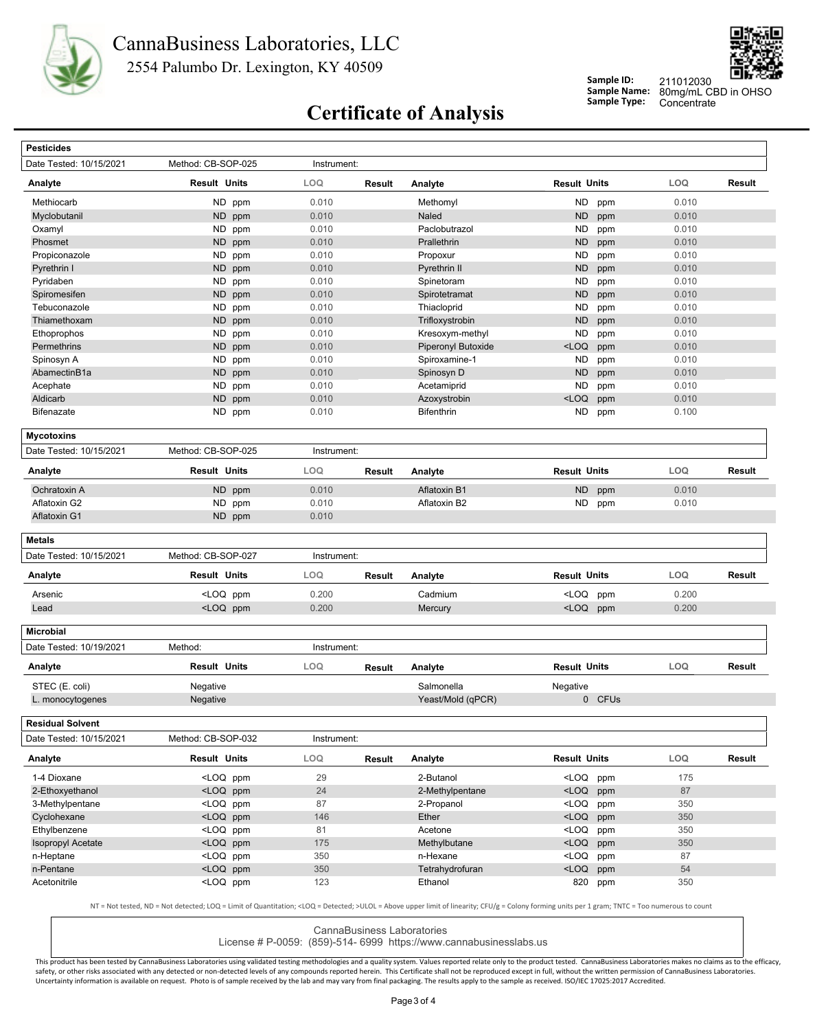# CannaBusiness Laboratories, LLC

2554 Palumbo Dr. Lexington, KY 40509

**Sample ID:** 211012030
**Sample Name:** 80mg/mL CBD in OHSO
**Sample Type:** Concentrate

## Certificate of Analysis

### Pesticides

Date Tested: 10/15/2021 | Method: CB-SOP-025 | Instrument:

| Analyte | Result | Units | LOQ | Result | Analyte | Result | Units | LOQ | Result |
|---|---|---|---|---|---|---|---|---|---|
| Methiocarb | ND | ppm | 0.010 | | Methomyl | ND | ppm | 0.010 | |
| Myclobutanil | ND | ppm | 0.010 | | Naled | ND | ppm | 0.010 | |
| Oxamyl | ND | ppm | 0.010 | | Paclobutrazol | ND | ppm | 0.010 | |
| Phosmet | ND | ppm | 0.010 | | Prallethrin | ND | ppm | 0.010 | |
| Propiconazole | ND | ppm | 0.010 | | Propoxur | ND | ppm | 0.010 | |
| Pyrethrin I | ND | ppm | 0.010 | | Pyrethrin II | ND | ppm | 0.010 | |
| Pyridaben | ND | ppm | 0.010 | | Spinetoram | ND | ppm | 0.010 | |
| Spiromesifen | ND | ppm | 0.010 | | Spirotetramat | ND | ppm | 0.010 | |
| Tebuconazole | ND | ppm | 0.010 | | Thiacloprid | ND | ppm | 0.010 | |
| Thiamethoxam | ND | ppm | 0.010 | | Trifloxystrobin | ND | ppm | 0.010 | |
| Ethoprophos | ND | ppm | 0.010 | | Kresoxym-methyl | ND | ppm | 0.010 | |
| Permethrins | ND | ppm | 0.010 | | Piperonyl Butoxide | <LOQ | ppm | 0.010 | |
| Spinosyn A | ND | ppm | 0.010 | | Spiroxamine-1 | ND | ppm | 0.010 | |
| AbamectinB1a | ND | ppm | 0.010 | | Spinosyn D | ND | ppm | 0.010 | |
| Acephate | ND | ppm | 0.010 | | Acetamiprid | ND | ppm | 0.010 | |
| Aldicarb | ND | ppm | 0.010 | | Azoxystrobin | <LOQ | ppm | 0.010 | |
| Bifenazate | ND | ppm | 0.010 | | Bifenthrin | ND | ppm | 0.100 | |

### Mycotoxins

Date Tested: 10/15/2021 | Method: CB-SOP-025 | Instrument:

| Analyte | Result | Units | LOQ | Result | Analyte | Result | Units | LOQ | Result |
|---|---|---|---|---|---|---|---|---|---|
| Ochratoxin A | ND | ppm | 0.010 | | Aflatoxin B1 | ND | ppm | 0.010 | |
| Aflatoxin G2 | ND | ppm | 0.010 | | Aflatoxin B2 | ND | ppm | 0.010 | |
| Aflatoxin G1 | ND | ppm | 0.010 | | | | | | |

### Metals

Date Tested: 10/15/2021 | Method: CB-SOP-027 | Instrument:

| Analyte | Result | Units | LOQ | Result | Analyte | Result | Units | LOQ | Result |
|---|---|---|---|---|---|---|---|---|---|
| Arsenic | <LOQ | ppm | 0.200 | | Cadmium | <LOQ | ppm | 0.200 | |
| Lead | <LOQ | ppm | 0.200 | | Mercury | <LOQ | ppm | 0.200 | |

### Microbial

Date Tested: 10/19/2021 | Method: | Instrument:

| Analyte | Result | Units | LOQ | Result | Analyte | Result | Units | LOQ | Result |
|---|---|---|---|---|---|---|---|---|---|
| STEC (E. coli) | Negative | | | | Salmonella | Negative | | | |
| L. monocytogenes | Negative | | | | Yeast/Mold (qPCR) | 0 | CFUs | | |

### Residual Solvent

Date Tested: 10/15/2021 | Method: CB-SOP-032 | Instrument:

| Analyte | Result | Units | LOQ | Result | Analyte | Result | Units | LOQ | Result |
|---|---|---|---|---|---|---|---|---|---|
| 1-4 Dioxane | <LOQ | ppm | 29 | | 2-Butanol | <LOQ | ppm | 175 | |
| 2-Ethoxyethanol | <LOQ | ppm | 24 | | 2-Methylpentane | <LOQ | ppm | 87 | |
| 3-Methylpentane | <LOQ | ppm | 87 | | 2-Propanol | <LOQ | ppm | 350 | |
| Cyclohexane | <LOQ | ppm | 146 | | Ether | <LOQ | ppm | 350 | |
| Ethylbenzene | <LOQ | ppm | 81 | | Acetone | <LOQ | ppm | 350 | |
| Isopropyl Acetate | <LOQ | ppm | 175 | | Methylbutane | <LOQ | ppm | 350 | |
| n-Heptane | <LOQ | ppm | 350 | | n-Hexane | <LOQ | ppm | 87 | |
| n-Pentane | <LOQ | ppm | 350 | | Tetrahydrofuran | <LOQ | ppm | 54 | |
| Acetonitrile | <LOQ | ppm | 123 | | Ethanol | 820 | ppm | 350 | |

NT = Not tested, ND = Not detected; LOQ = Limit of Quantitation; <LOQ = Detected; >ULOL = Above upper limit of linearity; CFU/g = Colony forming units per 1 gram; TNTC = Too numerous to count

CannaBusiness Laboratories
License # P-0059: (859)-514- 6999 https://www.cannabusinesslabs.us

This product has been tested by CannaBusiness Laboratories using validated testing methodologies and a quality system. Values reported relate only to the product tested. CannaBusiness Laboratories makes no claims as to the efficacy, safety, or other risks associated with any detected or non-detected levels of any compounds reported herein. This Certificate shall not be reproduced except in full, without the written permission of CannaBusiness Laboratories. Uncertainty information is available on request. Photo is of sample received by the lab and may vary from final packaging. The results apply to the sample as received. ISO/IEC 17025:2017 Accredited.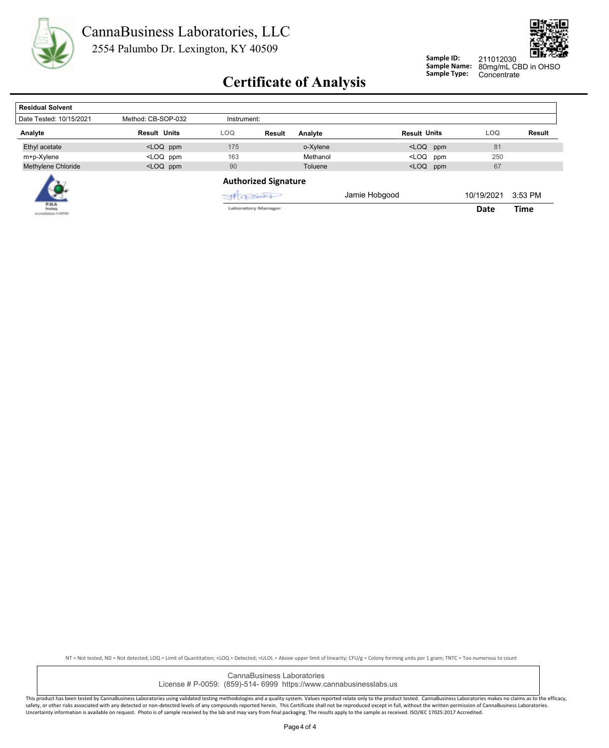# CannaBusiness Laboratories, LLC

2554 Palumbo Dr. Lexington, KY 40509

**Sample ID:** 211012030
**Sample Name:** 80mg/mL CBD in OHSO
**Sample Type:** Concentrate

## Certificate of Analysis

**Residual Solvent**

Date Tested: 10/15/2021 | Method: CB-SOP-032 | Instrument:

| Analyte | Result | Units | LOQ | Result | Analyte | Result | Units | LOQ | Result |
|---|---|---|---|---|---|---|---|---|---|
| Ethyl acetate | <LOQ | ppm | 175 | | o-Xylene | <LOQ | ppm | 81 | |
| m+p-Xylene | <LOQ | ppm | 163 | | Methanol | <LOQ | ppm | 250 | |
| Methylene Chloride | <LOQ | ppm | 90 | | Toluene | <LOQ | ppm | 67 | |

**Authorized Signature**

Jamie Hobgood — Laboratory Manager

| Date | Time |
|---|---|
| 10/19/2021 | 3:53 PM |

NT = Not tested, ND = Not detected; LOQ = Limit of Quantitation; <LOQ = Detected; >ULOL = Above upper limit of linearity; CFU/g = Colony forming units per 1 gram; TNTC = Too numerous to count

CannaBusiness Laboratories
License # P-0059: (859)-514- 6999 https://www.cannabusinesslabs.us

This product has been tested by CannaBusiness Laboratories using validated testing methodologies and a quality system. Values reported relate only to the product tested. CannaBusiness Laboratories makes no claims as to the efficacy, safety, or other risks associated with any detected or non-detected levels of any compounds reported herein. This Certificate shall not be reproduced except in full, without the written permission of CannaBusiness Laboratories. Uncertainty information is available on request. Photo is of sample received by the lab and may vary from final packaging. The results apply to the sample as received. ISO/IEC 17025:2017 Accredited.